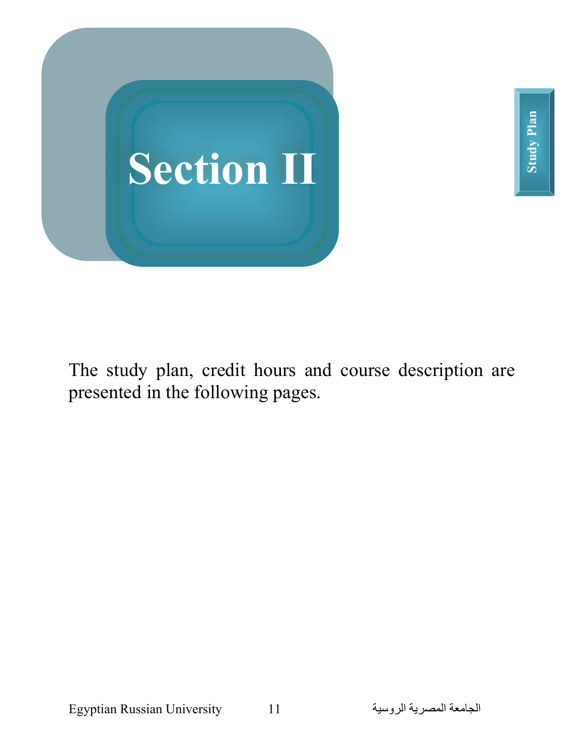# Section II

Study Plan

The study plan, credit hours and course description are presented in the following pages.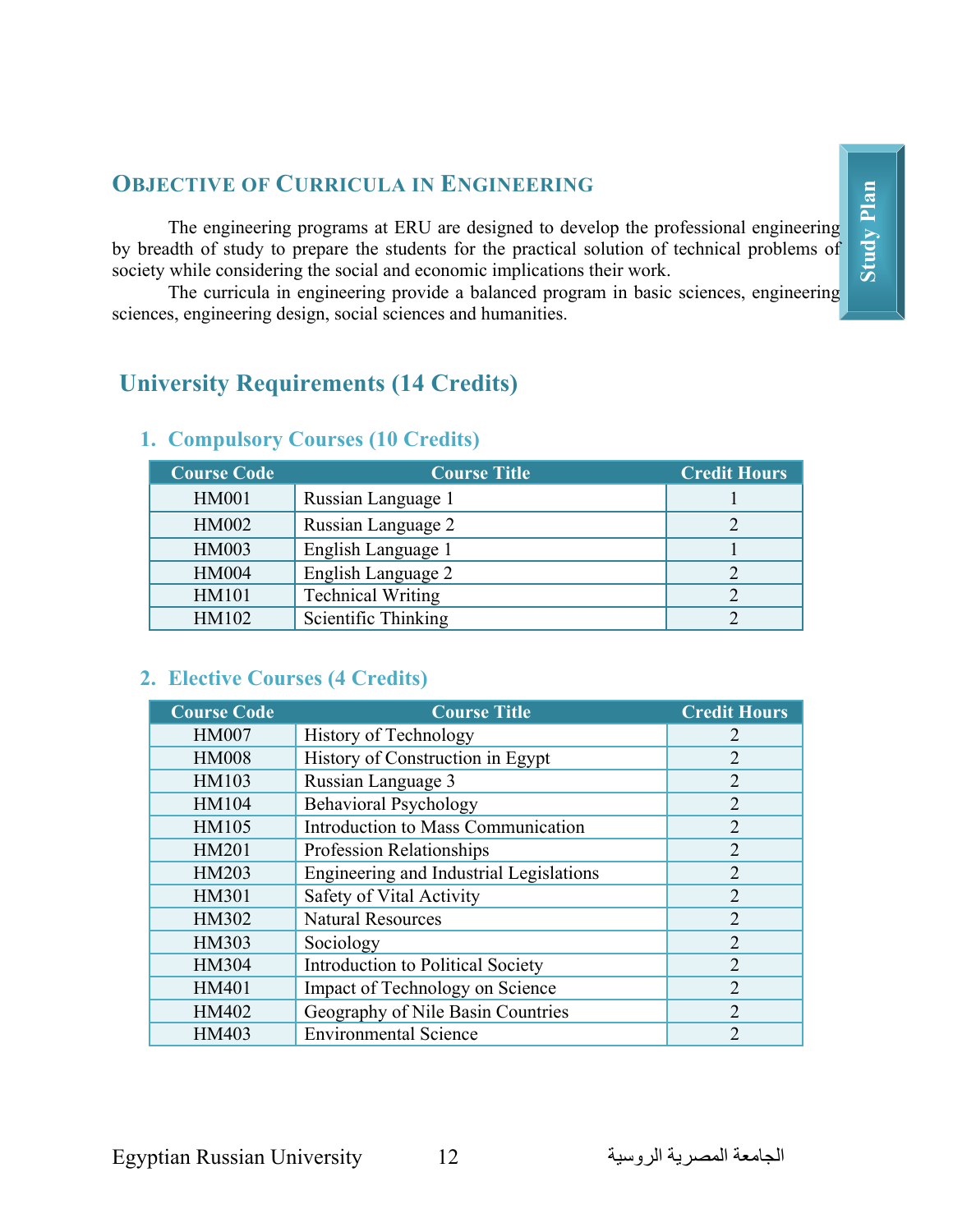## Objective of Curricula in Engineering

The engineering programs at ERU are designed to develop the professional engineering by breadth of study to prepare the students for the practical solution of technical problems of society while considering the social and economic implications their work.

The curricula in engineering provide a balanced program in basic sciences, engineering sciences, engineering design, social sciences and humanities.

## University Requirements (14 Credits)

### 1. Compulsory Courses (10 Credits)

| Course Code | Course Title | Credit Hours |
|---|---|---|
| HM001 | Russian Language 1 | 1 |
| HM002 | Russian Language 2 | 2 |
| HM003 | English Language 1 | 1 |
| HM004 | English Language 2 | 2 |
| HM101 | Technical Writing | 2 |
| HM102 | Scientific Thinking | 2 |

### 2. Elective Courses (4 Credits)

| Course Code | Course Title | Credit Hours |
|---|---|---|
| HM007 | History of Technology | 2 |
| HM008 | History of Construction in Egypt | 2 |
| HM103 | Russian Language 3 | 2 |
| HM104 | Behavioral Psychology | 2 |
| HM105 | Introduction to Mass Communication | 2 |
| HM201 | Profession Relationships | 2 |
| HM203 | Engineering and Industrial Legislations | 2 |
| HM301 | Safety of Vital Activity | 2 |
| HM302 | Natural Resources | 2 |
| HM303 | Sociology | 2 |
| HM304 | Introduction to Political Society | 2 |
| HM401 | Impact of Technology on Science | 2 |
| HM402 | Geography of Nile Basin Countries | 2 |
| HM403 | Environmental Science | 2 |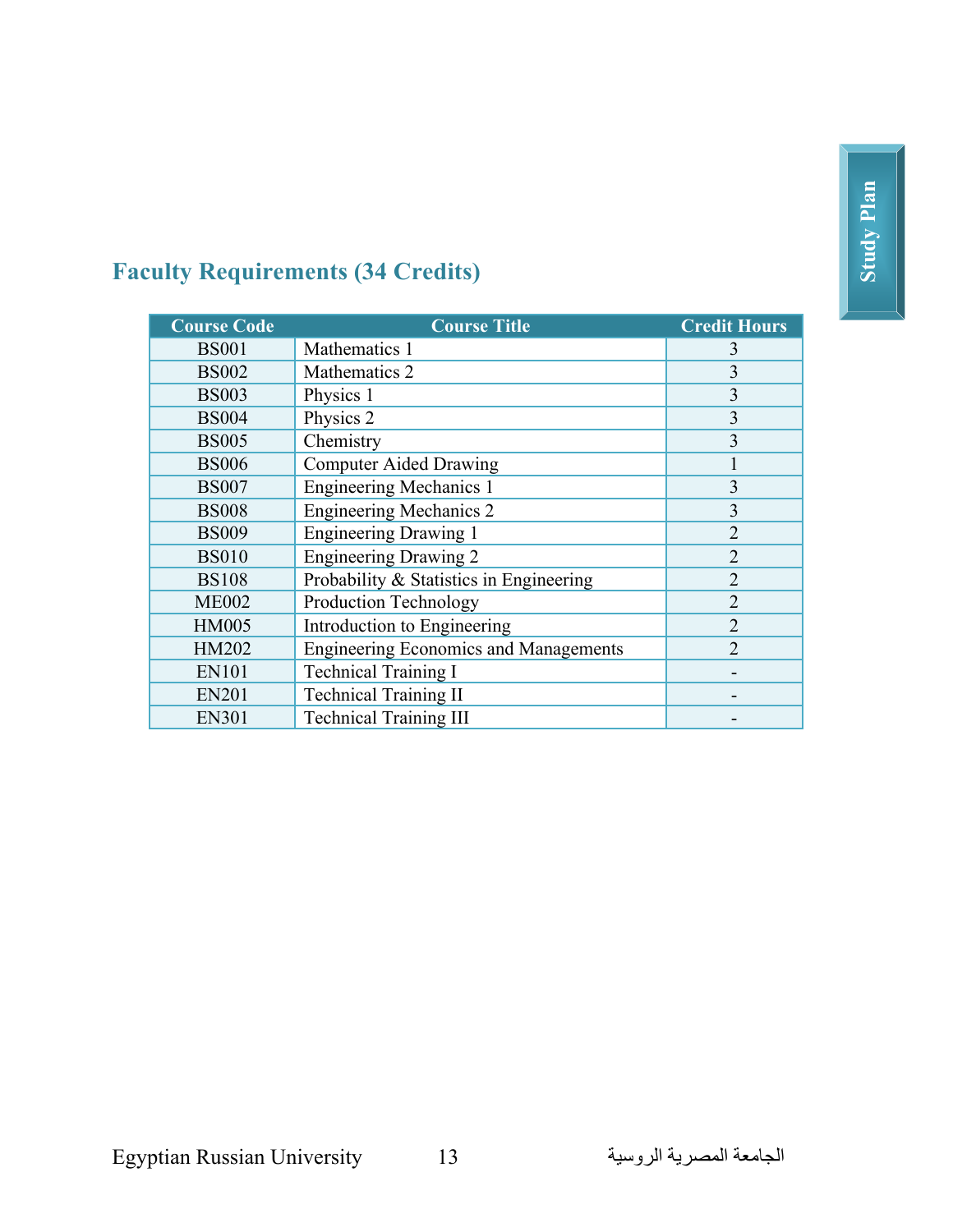## Faculty Requirements (34 Credits)

| Course Code | Course Title | Credit Hours |
|---|---|---|
| BS001 | Mathematics 1 | 3 |
| BS002 | Mathematics 2 | 3 |
| BS003 | Physics 1 | 3 |
| BS004 | Physics 2 | 3 |
| BS005 | Chemistry | 3 |
| BS006 | Computer Aided Drawing | 1 |
| BS007 | Engineering Mechanics 1 | 3 |
| BS008 | Engineering Mechanics 2 | 3 |
| BS009 | Engineering Drawing 1 | 2 |
| BS010 | Engineering Drawing 2 | 2 |
| BS108 | Probability & Statistics in Engineering | 2 |
| ME002 | Production Technology | 2 |
| HM005 | Introduction to Engineering | 2 |
| HM202 | Engineering Economics and Managements | 2 |
| EN101 | Technical Training I | - |
| EN201 | Technical Training II | - |
| EN301 | Technical Training III | - |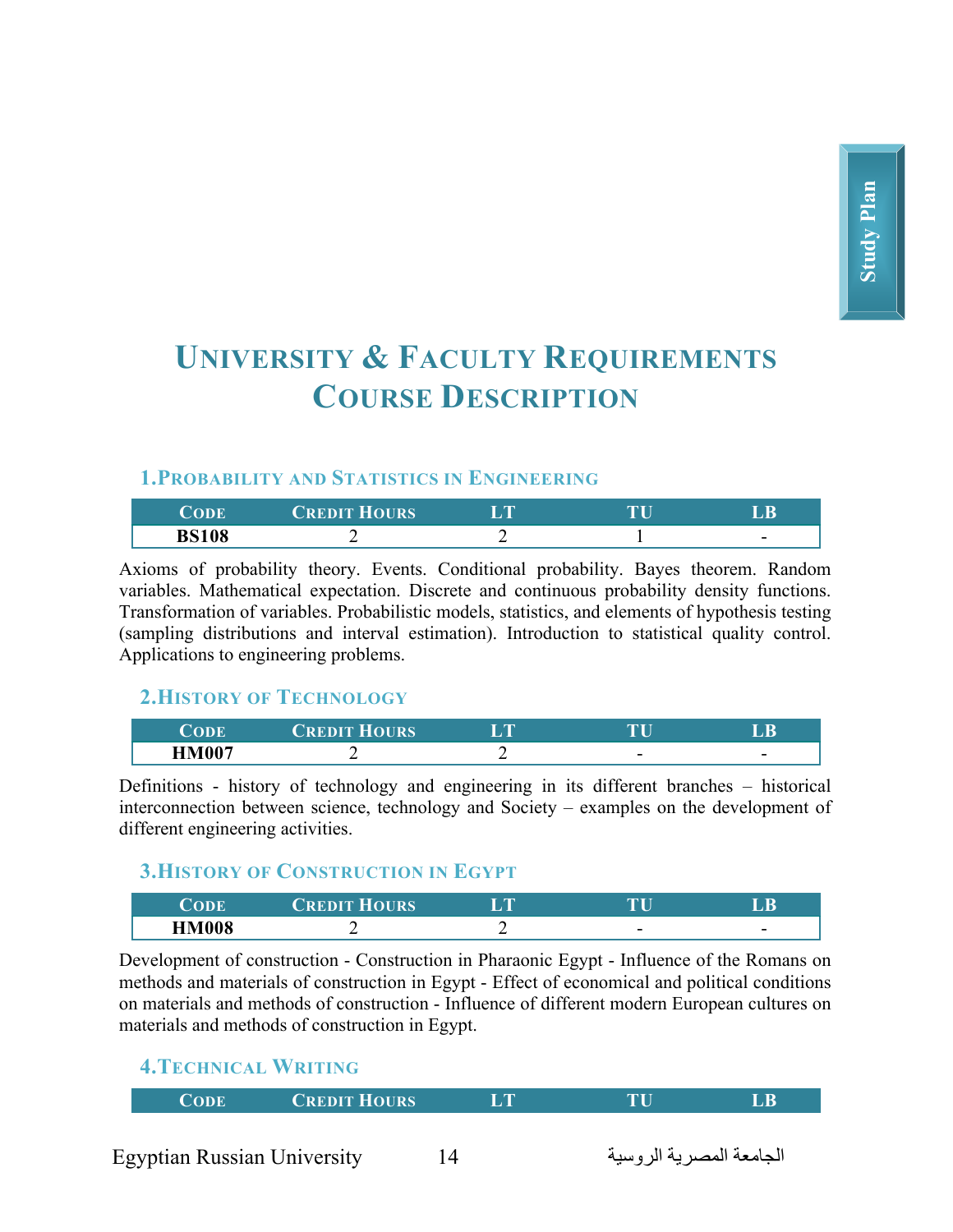# University & Faculty Requirements Course Description

### 1. Probability and Statistics in Engineering

| Code | Credit Hours | LT | TU | LB |
|---|---|---|---|---|
| **BS108** | 2 | 2 | 1 | - |

Axioms of probability theory. Events. Conditional probability. Bayes theorem. Random variables. Mathematical expectation. Discrete and continuous probability density functions. Transformation of variables. Probabilistic models, statistics, and elements of hypothesis testing (sampling distributions and interval estimation). Introduction to statistical quality control. Applications to engineering problems.

### 2. History of Technology

| Code | Credit Hours | LT | TU | LB |
|---|---|---|---|---|
| **HM007** | 2 | 2 | - | - |

Definitions - history of technology and engineering in its different branches – historical interconnection between science, technology and Society – examples on the development of different engineering activities.

### 3. History of Construction in Egypt

| Code | Credit Hours | LT | TU | LB |
|---|---|---|---|---|
| **HM008** | 2 | 2 | - | - |

Development of construction - Construction in Pharaonic Egypt - Influence of the Romans on methods and materials of construction in Egypt - Effect of economical and political conditions on materials and methods of construction - Influence of different modern European cultures on materials and methods of construction in Egypt.

### 4. Technical Writing

| Code | Credit Hours | LT | TU | LB |
|---|---|---|---|---|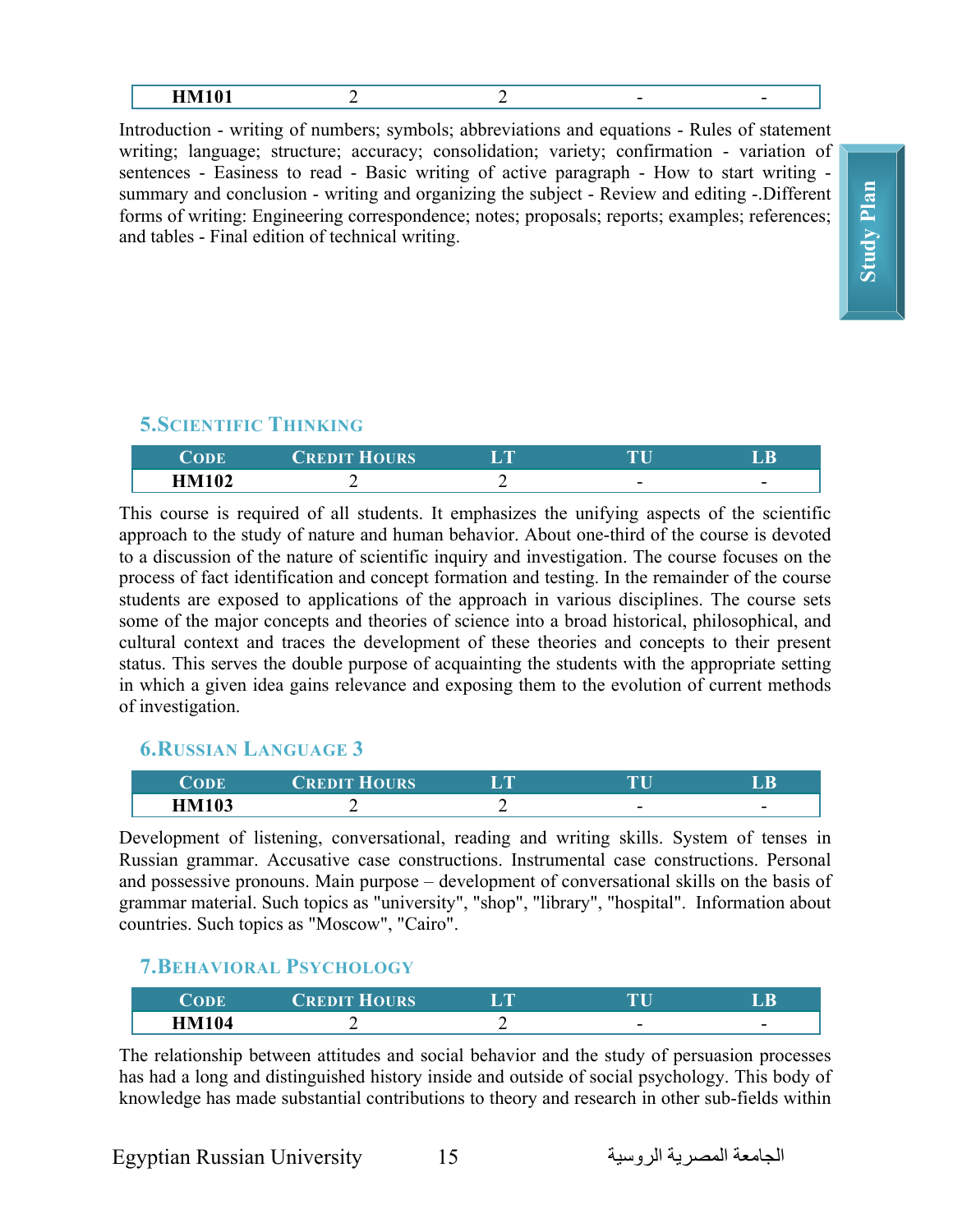| Code | Credit Hours | LT | TU | LB |
|---|---|---|---|---|
| HM101 | 2 | 2 | - | - |

Introduction - writing of numbers; symbols; abbreviations and equations - Rules of statement writing; language; structure; accuracy; consolidation; variety; confirmation - variation of sentences - Easiness to read - Basic writing of active paragraph - How to start writing - summary and conclusion - writing and organizing the subject - Review and editing -.Different forms of writing: Engineering correspondence; notes; proposals; reports; examples; references; and tables - Final edition of technical writing.

### 5.Scientific Thinking

| Code | Credit Hours | LT | TU | LB |
|---|---|---|---|---|
| HM102 | 2 | 2 | - | - |

This course is required of all students. It emphasizes the unifying aspects of the scientific approach to the study of nature and human behavior. About one-third of the course is devoted to a discussion of the nature of scientific inquiry and investigation. The course focuses on the process of fact identification and concept formation and testing. In the remainder of the course students are exposed to applications of the approach in various disciplines. The course sets some of the major concepts and theories of science into a broad historical, philosophical, and cultural context and traces the development of these theories and concepts to their present status. This serves the double purpose of acquainting the students with the appropriate setting in which a given idea gains relevance and exposing them to the evolution of current methods of investigation.

### 6.Russian Language 3

| Code | Credit Hours | LT | TU | LB |
|---|---|---|---|---|
| HM103 | 2 | 2 | - | - |

Development of listening, conversational, reading and writing skills. System of tenses in Russian grammar. Accusative case constructions. Instrumental case constructions. Personal and possessive pronouns. Main purpose – development of conversational skills on the basis of grammar material. Such topics as "university", "shop", "library", "hospital". Information about countries. Such topics as "Moscow", "Cairo".

### 7.Behavioral Psychology

| Code | Credit Hours | LT | TU | LB |
|---|---|---|---|---|
| HM104 | 2 | 2 | - | - |

The relationship between attitudes and social behavior and the study of persuasion processes has had a long and distinguished history inside and outside of social psychology. This body of knowledge has made substantial contributions to theory and research in other sub-fields within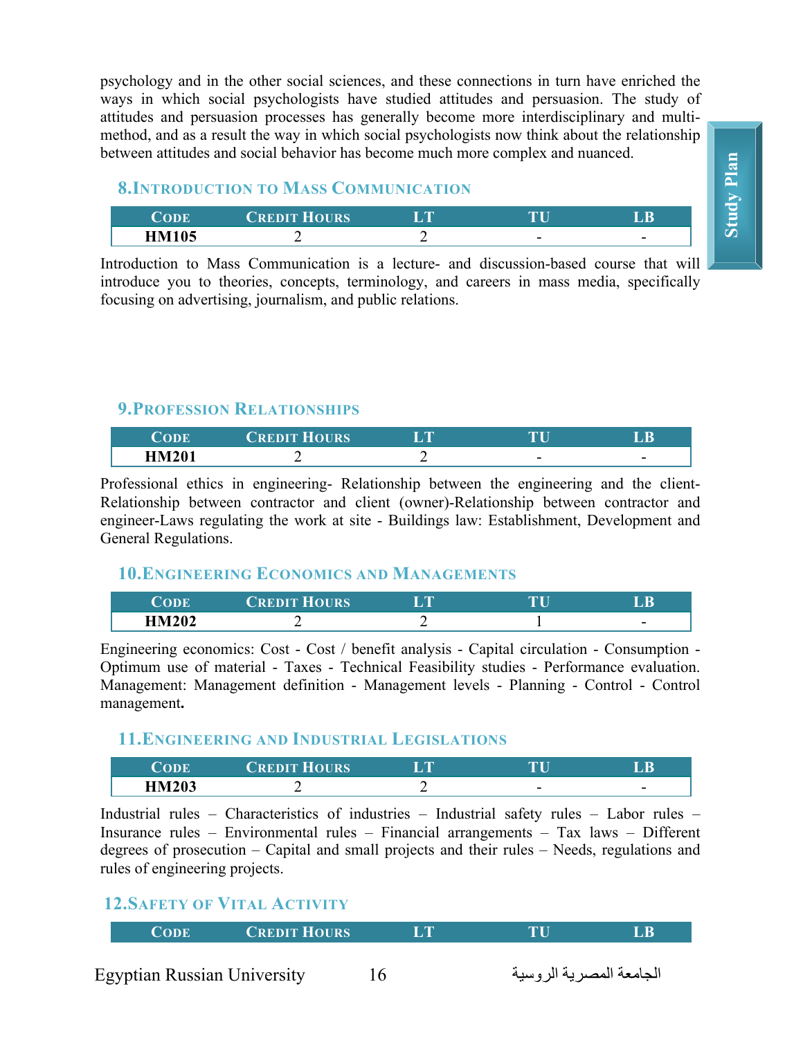psychology and in the other social sciences, and these connections in turn have enriched the ways in which social psychologists have studied attitudes and persuasion. The study of attitudes and persuasion processes has generally become more interdisciplinary and multi-method, and as a result the way in which social psychologists now think about the relationship between attitudes and social behavior has become much more complex and nuanced.

### 8.Introduction to Mass Communication

| Code | Credit Hours | LT | TU | LB |
|---|---|---|---|---|
| **HM105** | 2 | 2 | - | - |

Introduction to Mass Communication is a lecture- and discussion-based course that will introduce you to theories, concepts, terminology, and careers in mass media, specifically focusing on advertising, journalism, and public relations.

### 9.Profession Relationships

| Code | Credit Hours | LT | TU | LB |
|---|---|---|---|---|
| **HM201** | 2 | 2 | - | - |

Professional ethics in engineering- Relationship between the engineering and the client- Relationship between contractor and client (owner)-Relationship between contractor and engineer-Laws regulating the work at site - Buildings law: Establishment, Development and General Regulations.

### 10.Engineering Economics and Managements

| Code | Credit Hours | LT | TU | LB |
|---|---|---|---|---|
| **HM202** | 2 | 2 | 1 | - |

Engineering economics: Cost - Cost / benefit analysis - Capital circulation - Consumption - Optimum use of material - Taxes - Technical Feasibility studies - Performance evaluation. Management: Management definition - Management levels - Planning - Control - Control management**.**

### 11.Engineering and Industrial Legislations

| Code | Credit Hours | LT | TU | LB |
|---|---|---|---|---|
| **HM203** | 2 | 2 | - | - |

Industrial rules – Characteristics of industries – Industrial safety rules – Labor rules – Insurance rules – Environmental rules – Financial arrangements – Tax laws – Different degrees of prosecution – Capital and small projects and their rules – Needs, regulations and rules of engineering projects.

### 12.Safety of Vital Activity

| Code | Credit Hours | LT | TU | LB |
|---|---|---|---|---|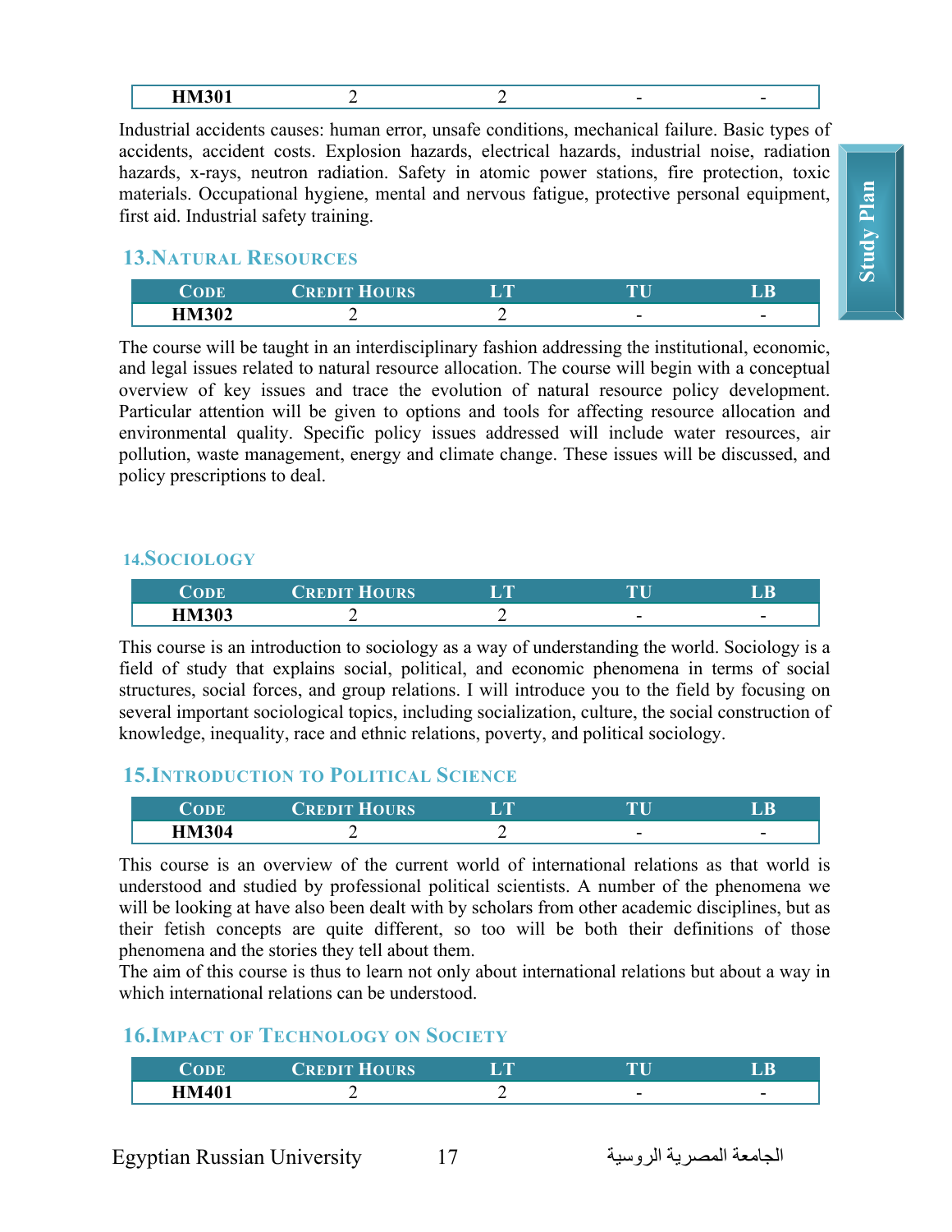| HM301 | 2 | 2 | - | - |
|---|---|---|---|---|

Industrial accidents causes: human error, unsafe conditions, mechanical failure. Basic types of accidents, accident costs. Explosion hazards, electrical hazards, industrial noise, radiation hazards, x-rays, neutron radiation. Safety in atomic power stations, fire protection, toxic materials. Occupational hygiene, mental and nervous fatigue, protective personal equipment, first aid. Industrial safety training.

## 13.Natural Resources

| Code | Credit Hours | LT | TU | LB |
|---|---|---|---|---|
| HM302 | 2 | 2 | - | - |

The course will be taught in an interdisciplinary fashion addressing the institutional, economic, and legal issues related to natural resource allocation. The course will begin with a conceptual overview of key issues and trace the evolution of natural resource policy development. Particular attention will be given to options and tools for affecting resource allocation and environmental quality. Specific policy issues addressed will include water resources, air pollution, waste management, energy and climate change. These issues will be discussed, and policy prescriptions to deal.

## 14.Sociology

| Code | Credit Hours | LT | TU | LB |
|---|---|---|---|---|
| HM303 | 2 | 2 | - | - |

This course is an introduction to sociology as a way of understanding the world. Sociology is a field of study that explains social, political, and economic phenomena in terms of social structures, social forces, and group relations. I will introduce you to the field by focusing on several important sociological topics, including socialization, culture, the social construction of knowledge, inequality, race and ethnic relations, poverty, and political sociology.

## 15.Introduction to Political Science

| Code | Credit Hours | LT | TU | LB |
|---|---|---|---|---|
| HM304 | 2 | 2 | - | - |

This course is an overview of the current world of international relations as that world is understood and studied by professional political scientists. A number of the phenomena we will be looking at have also been dealt with by scholars from other academic disciplines, but as their fetish concepts are quite different, so too will be both their definitions of those phenomena and the stories they tell about them.

The aim of this course is thus to learn not only about international relations but about a way in which international relations can be understood.

## 16.Impact of Technology on Society

| Code | Credit Hours | LT | TU | LB |
|---|---|---|---|---|
| HM401 | 2 | 2 | - | - |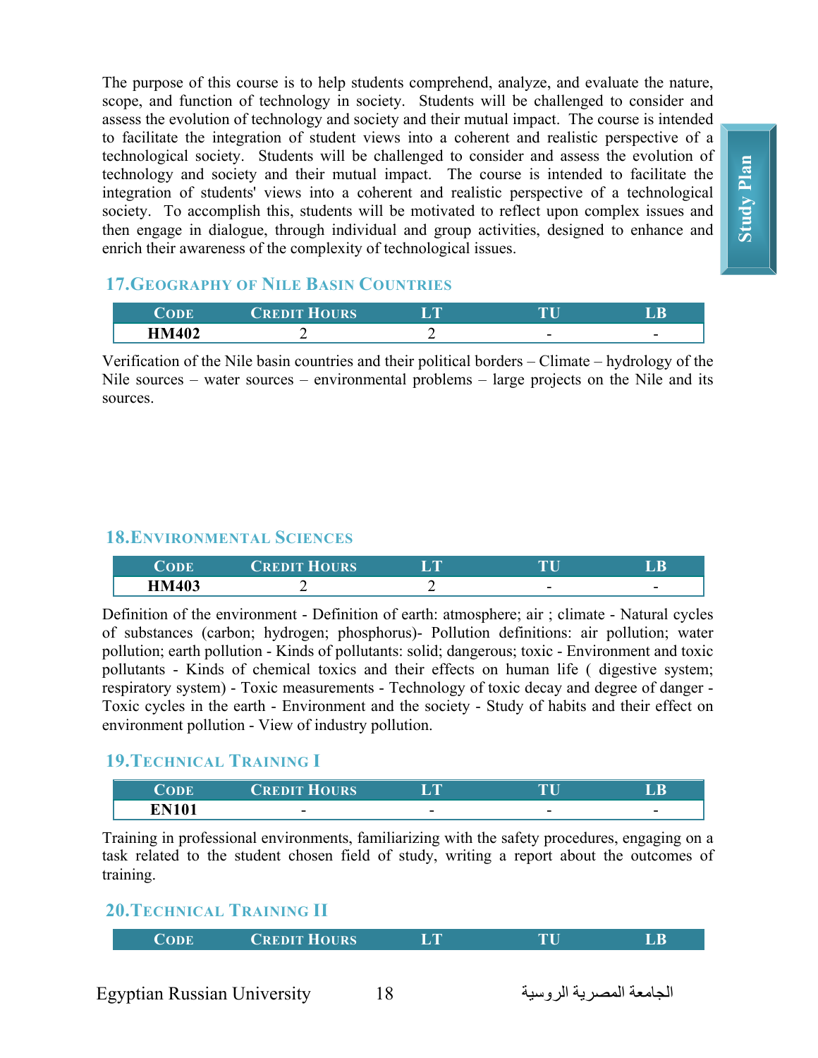The purpose of this course is to help students comprehend, analyze, and evaluate the nature, scope, and function of technology in society. Students will be challenged to consider and assess the evolution of technology and society and their mutual impact. The course is intended to facilitate the integration of student views into a coherent and realistic perspective of a technological society. Students will be challenged to consider and assess the evolution of technology and society and their mutual impact. The course is intended to facilitate the integration of students' views into a coherent and realistic perspective of a technological society. To accomplish this, students will be motivated to reflect upon complex issues and then engage in dialogue, through individual and group activities, designed to enhance and enrich their awareness of the complexity of technological issues.

### 17. Geography of Nile Basin Countries

| Code | Credit Hours | LT | TU | LB |
|---|---|---|---|---|
| **HM402** | 2 | 2 | - | - |

Verification of the Nile basin countries and their political borders – Climate – hydrology of the Nile sources – water sources – environmental problems – large projects on the Nile and its sources.

### 18. Environmental Sciences

| Code | Credit Hours | LT | TU | LB |
|---|---|---|---|---|
| **HM403** | 2 | 2 | - | - |

Definition of the environment - Definition of earth: atmosphere; air ; climate - Natural cycles of substances (carbon; hydrogen; phosphorus)- Pollution definitions: air pollution; water pollution; earth pollution - Kinds of pollutants: solid; dangerous; toxic - Environment and toxic pollutants - Kinds of chemical toxics and their effects on human life ( digestive system; respiratory system) - Toxic measurements - Technology of toxic decay and degree of danger - Toxic cycles in the earth - Environment and the society - Study of habits and their effect on environment pollution - View of industry pollution.

### 19. Technical Training I

| Code | Credit Hours | LT | TU | LB |
|---|---|---|---|---|
| **EN101** | - | - | - | - |

Training in professional environments, familiarizing with the safety procedures, engaging on a task related to the student chosen field of study, writing a report about the outcomes of training.

### 20. Technical Training II

| Code | Credit Hours | LT | TU | LB |
|---|---|---|---|---|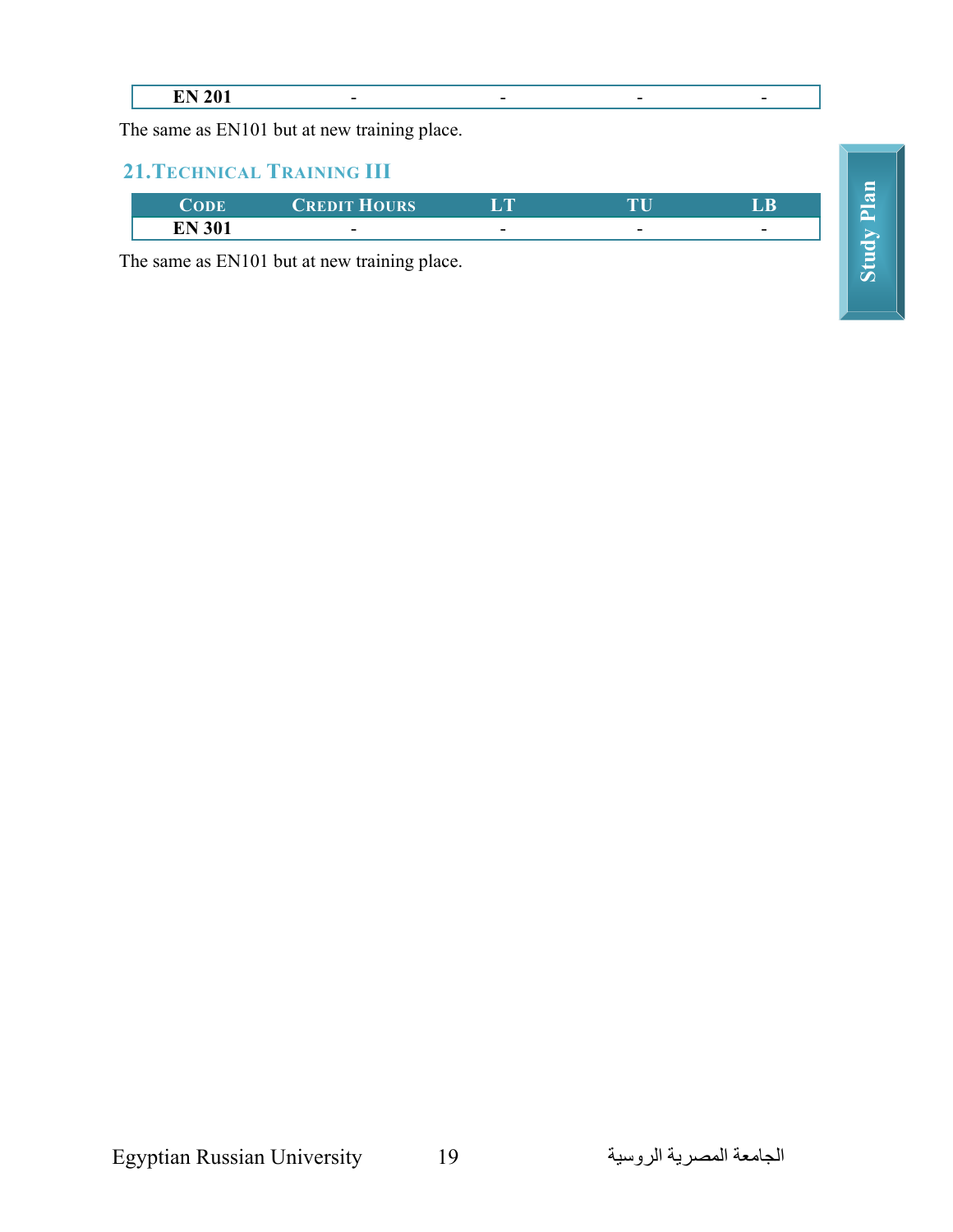| | | | | |
|---|---|---|---|---|
| **EN 201** | - | - | - | - |

The same as EN101 but at new training place.

## 21. Technical Training III

| Code | Credit Hours | LT | TU | LB |
|---|---|---|---|---|
| **EN 301** | - | - | - | - |

The same as EN101 but at new training place.